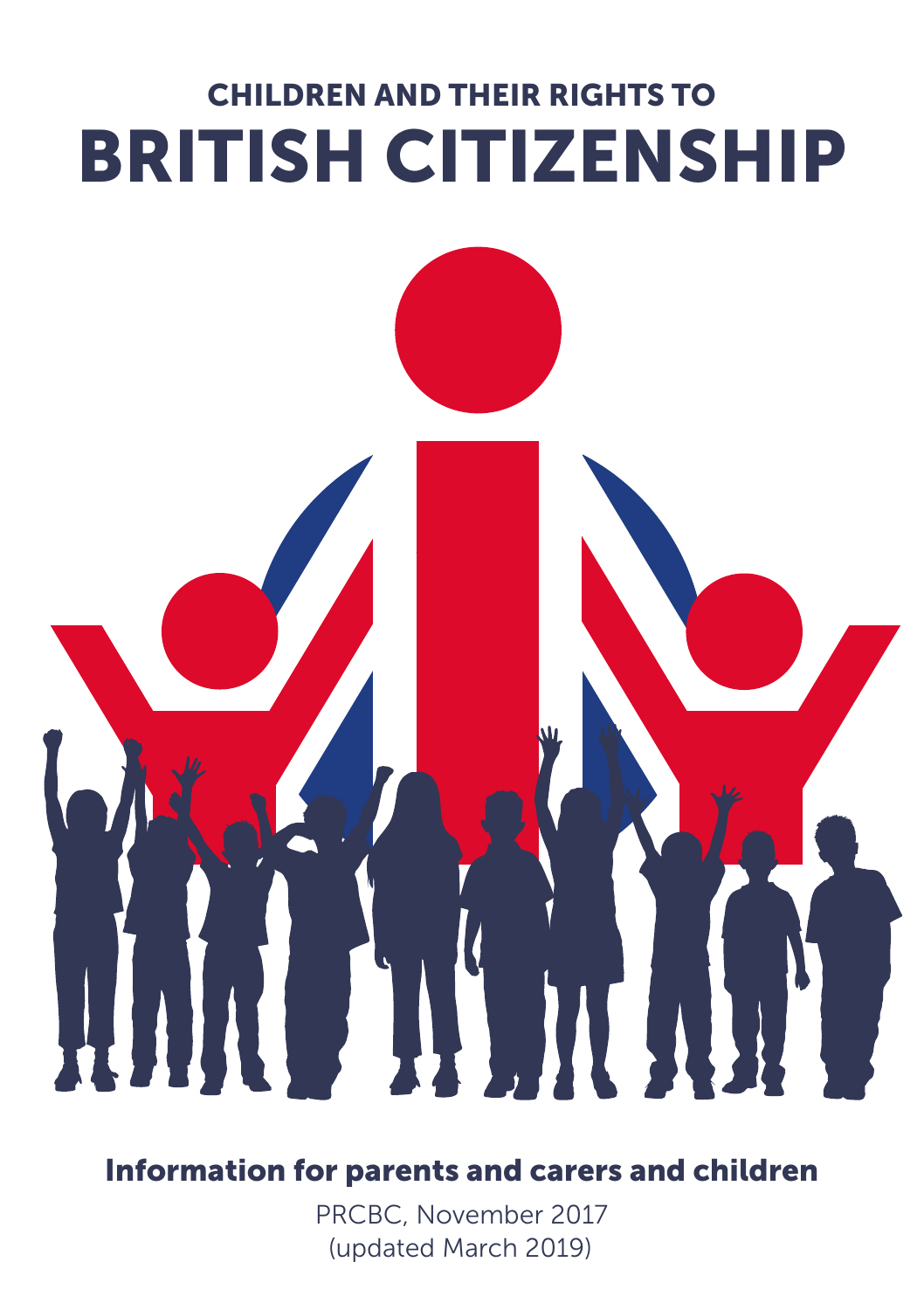# CHILDREN AND THEIR RIGHTS TO BRITISH CITIZENSHIP

**Information for parents and carers and children**

PRCBC, November 2017
(updated March 2019)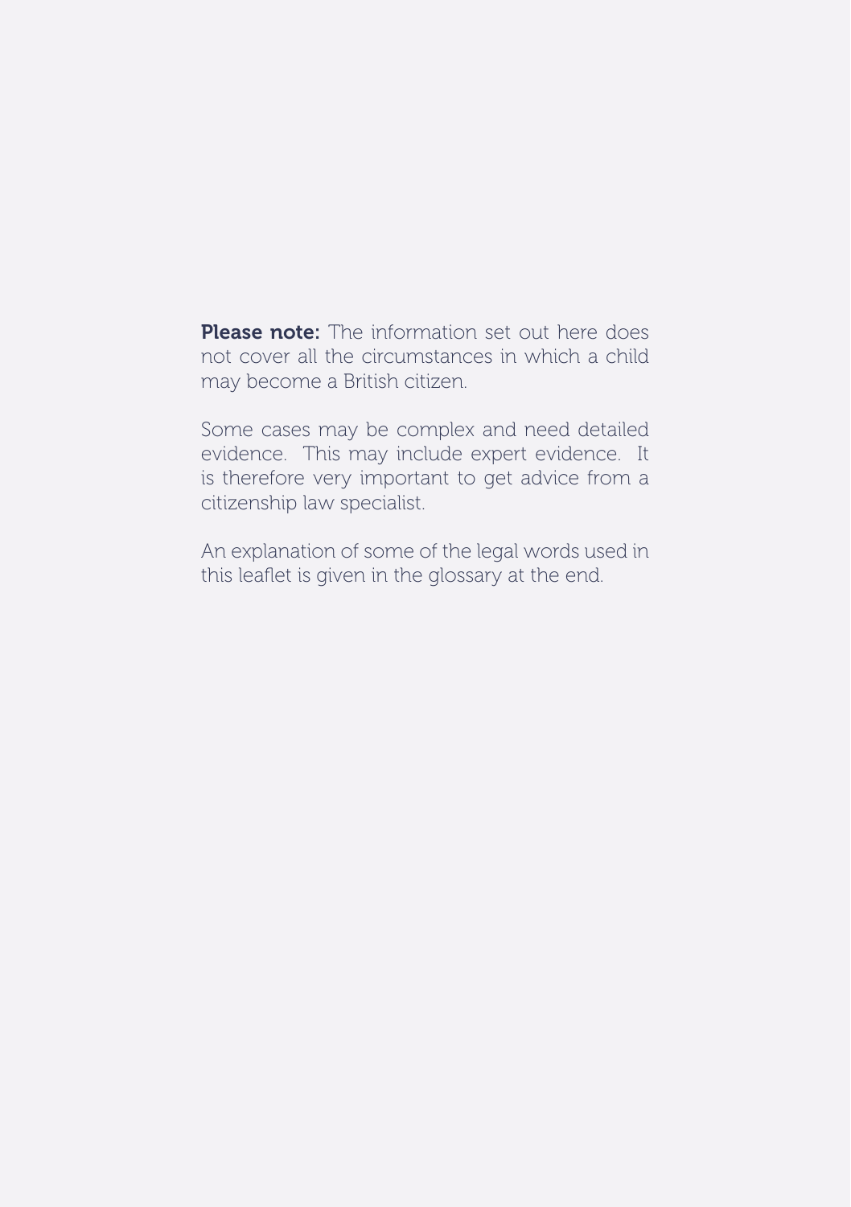**Please note:** The information set out here does not cover all the circumstances in which a child may become a British citizen.

Some cases may be complex and need detailed evidence. This may include expert evidence. It is therefore very important to get advice from a citizenship law specialist.

An explanation of some of the legal words used in this leaflet is given in the glossary at the end.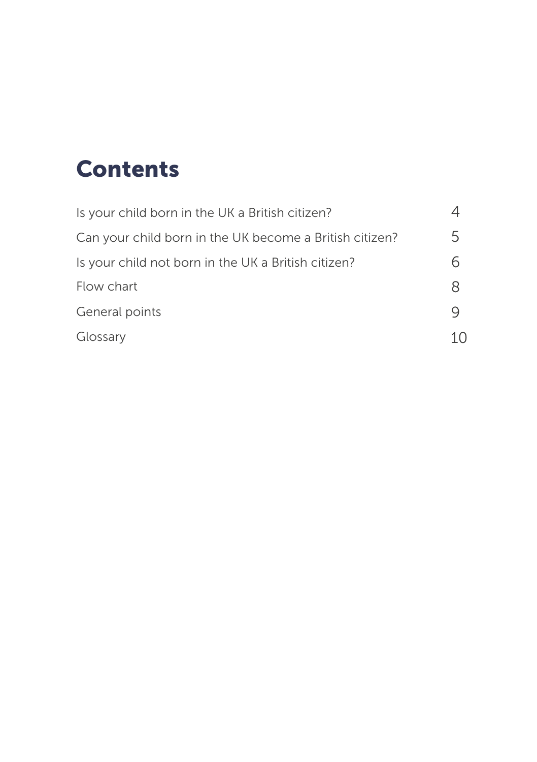# Contents

| | |
|---|---|
| Is your child born in the UK a British citizen? | 4 |
| Can your child born in the UK become a British citizen? | 5 |
| Is your child not born in the UK a British citizen? | 6 |
| Flow chart | 8 |
| General points | 9 |
| Glossary | 10 |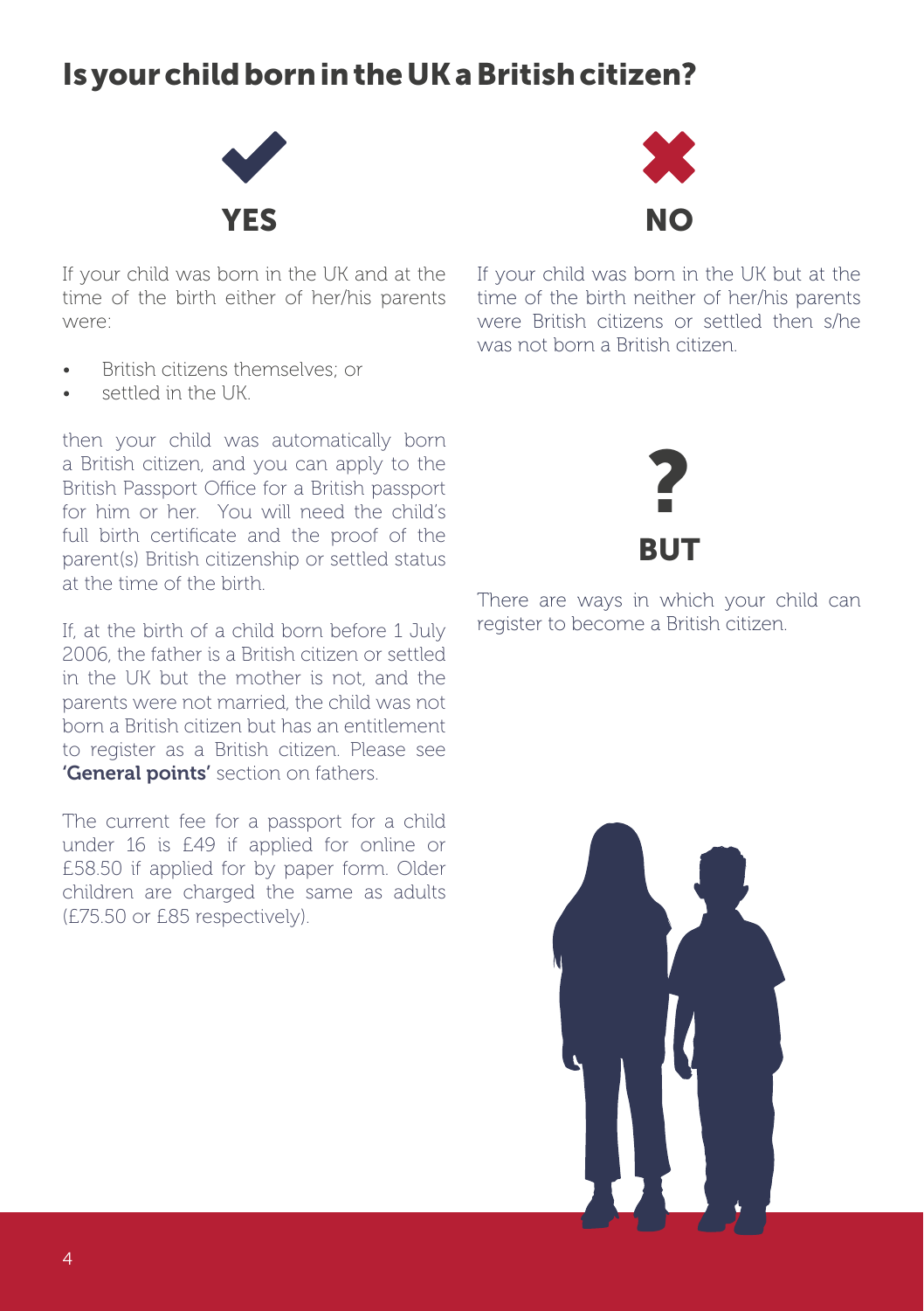# Is your child born in the UK a British citizen?

## YES

If your child was born in the UK and at the time of the birth either of her/his parents were:

- British citizens themselves; or
- settled in the UK.

then your child was automatically born a British citizen, and you can apply to the British Passport Office for a British passport for him or her. You will need the child's full birth certificate and the proof of the parent(s) British citizenship or settled status at the time of the birth.

If, at the birth of a child born before 1 July 2006, the father is a British citizen or settled in the UK but the mother is not, and the parents were not married, the child was not born a British citizen but has an entitlement to register as a British citizen. Please see **'General points'** section on fathers.

The current fee for a passport for a child under 16 is £49 if applied for online or £58.50 if applied for by paper form. Older children are charged the same as adults (£75.50 or £85 respectively).

## NO

If your child was born in the UK but at the time of the birth neither of her/his parents were British citizens or settled then s/he was not born a British citizen.

## ? BUT

There are ways in which your child can register to become a British citizen.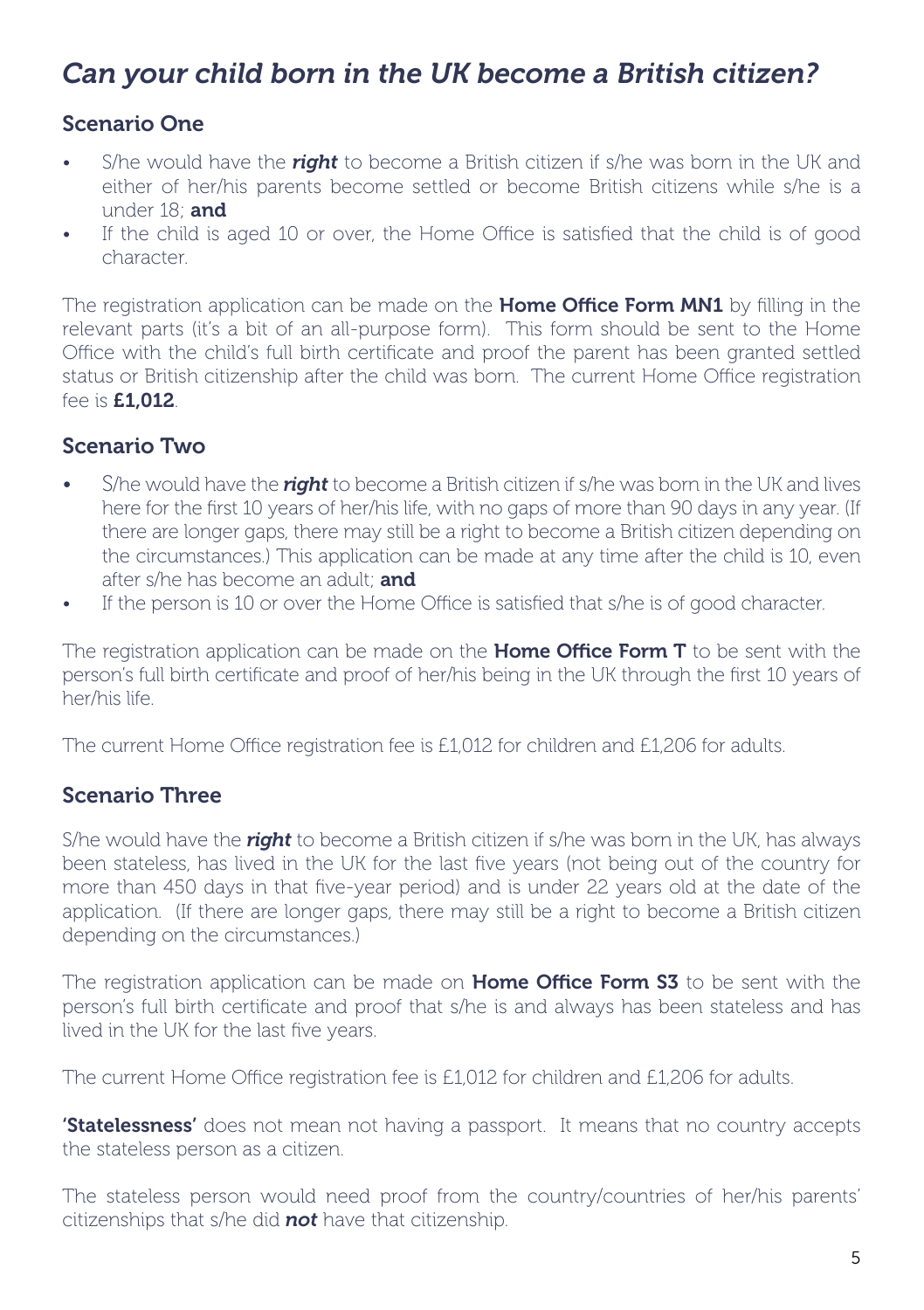# *Can your child born in the UK become a British citizen?*

## Scenario One

- S/he would have the ***right*** to become a British citizen if s/he was born in the UK and either of her/his parents become settled or become British citizens while s/he is a under 18; **and**
- If the child is aged 10 or over, the Home Office is satisfied that the child is of good character.

The registration application can be made on the **Home Office Form MN1** by filling in the relevant parts (it's a bit of an all-purpose form). This form should be sent to the Home Office with the child's full birth certificate and proof the parent has been granted settled status or British citizenship after the child was born. The current Home Office registration fee is **£1,012**.

## Scenario Two

- S/he would have the ***right*** to become a British citizen if s/he was born in the UK and lives here for the first 10 years of her/his life, with no gaps of more than 90 days in any year. (If there are longer gaps, there may still be a right to become a British citizen depending on the circumstances.) This application can be made at any time after the child is 10, even after s/he has become an adult; **and**
- If the person is 10 or over the Home Office is satisfied that s/he is of good character.

The registration application can be made on the **Home Office Form T** to be sent with the person's full birth certificate and proof of her/his being in the UK through the first 10 years of her/his life.

The current Home Office registration fee is £1,012 for children and £1,206 for adults.

## Scenario Three

S/he would have the ***right*** to become a British citizen if s/he was born in the UK, has always been stateless, has lived in the UK for the last five years (not being out of the country for more than 450 days in that five-year period) and is under 22 years old at the date of the application. (If there are longer gaps, there may still be a right to become a British citizen depending on the circumstances.)

The registration application can be made on **Home Office Form S3** to be sent with the person's full birth certificate and proof that s/he is and always has been stateless and has lived in the UK for the last five years.

The current Home Office registration fee is £1,012 for children and £1,206 for adults.

**'Statelessness'** does not mean not having a passport. It means that no country accepts the stateless person as a citizen.

The stateless person would need proof from the country/countries of her/his parents' citizenships that s/he did ***not*** have that citizenship.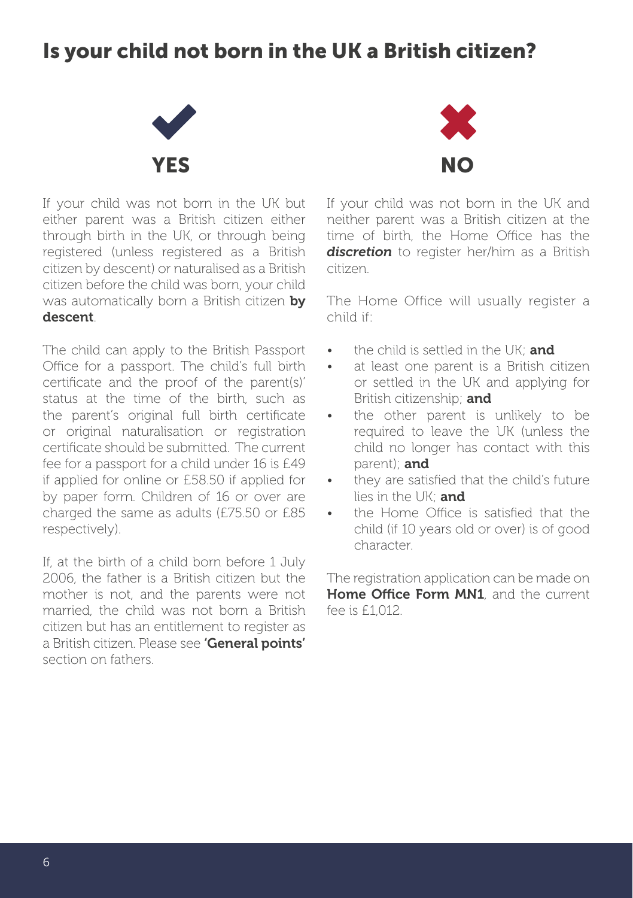# Is your child not born in the UK a British citizen?

## YES

If your child was not born in the UK but either parent was a British citizen either through birth in the UK, or through being registered (unless registered as a British citizen by descent) or naturalised as a British citizen before the child was born, your child was automatically born a British citizen **by descent**.

The child can apply to the British Passport Office for a passport. The child's full birth certificate and the proof of the parent(s)' status at the time of the birth, such as the parent's original full birth certificate or original naturalisation or registration certificate should be submitted. The current fee for a passport for a child under 16 is £49 if applied for online or £58.50 if applied for by paper form. Children of 16 or over are charged the same as adults (£75.50 or £85 respectively).

If, at the birth of a child born before 1 July 2006, the father is a British citizen but the mother is not, and the parents were not married, the child was not born a British citizen but has an entitlement to register as a British citizen. Please see **'General points'** section on fathers.

## NO

If your child was not born in the UK and neither parent was a British citizen at the time of birth, the Home Office has the ***discretion*** to register her/him as a British citizen.

The Home Office will usually register a child if:

- the child is settled in the UK; **and**
- at least one parent is a British citizen or settled in the UK and applying for British citizenship; **and**
- the other parent is unlikely to be required to leave the UK (unless the child no longer has contact with this parent); **and**
- they are satisfied that the child's future lies in the UK; **and**
- the Home Office is satisfied that the child (if 10 years old or over) is of good character.

The registration application can be made on **Home Office Form MN1**, and the current fee is £1,012.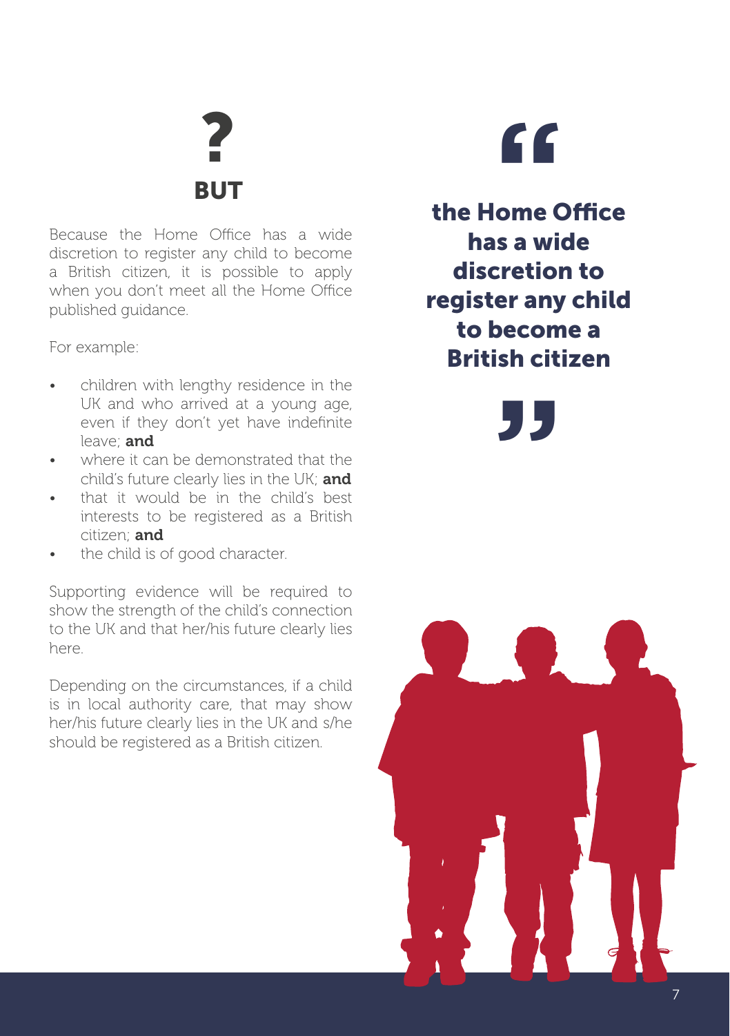## ? BUT

Because the Home Office has a wide discretion to register any child to become a British citizen, it is possible to apply when you don't meet all the Home Office published guidance.

For example:

- children with lengthy residence in the UK and who arrived at a young age, even if they don't yet have indefinite leave; **and**
- where it can be demonstrated that the child's future clearly lies in the UK; **and**
- that it would be in the child's best interests to be registered as a British citizen; **and**
- the child is of good character.

Supporting evidence will be required to show the strength of the child's connection to the UK and that her/his future clearly lies here.

Depending on the circumstances, if a child is in local authority care, that may show her/his future clearly lies in the UK and s/he should be registered as a British citizen.

> **“the Home Office has a wide discretion to register any child to become a British citizen”**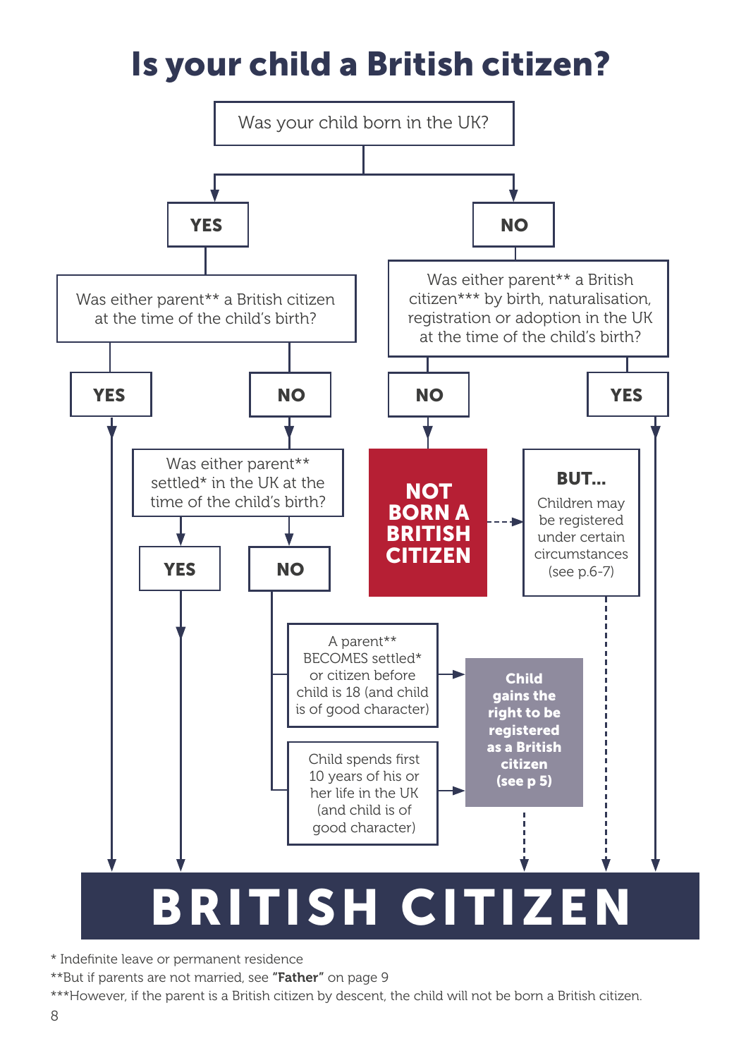# Is your child a British citizen?

Was your child born in the UK?

**YES**

Was either parent** a British citizen at the time of the child's birth?

- **YES** → **BRITISH CITIZEN**
- **NO** → Was either parent** settled* in the UK at the time of the child's birth?
  - **YES** → **BRITISH CITIZEN**
  - **NO** →
    - A parent** BECOMES settled* or citizen before child is 18 (and child is of good character) → **Child gains the right to be registered as a British citizen (see p 5)** → **BRITISH CITIZEN**
    - Child spends first 10 years of his or her life in the UK (and child is of good character) → **Child gains the right to be registered as a British citizen (see p 5)** → **BRITISH CITIZEN**

**NO**

Was either parent** a British citizen*** by birth, naturalisation, registration or adoption in the UK at the time of the child's birth?

- **NO** → **NOT BORN A BRITISH CITIZEN** → **BUT...** Children may be registered under certain circumstances (see p.6-7) → **BRITISH CITIZEN**
- **YES** → **BRITISH CITIZEN**

# BRITISH CITIZEN

\* Indefinite leave or permanent residence

**But if parents are not married, see **"Father"** on page 9

***However, if the parent is a British citizen by descent, the child will not be born a British citizen.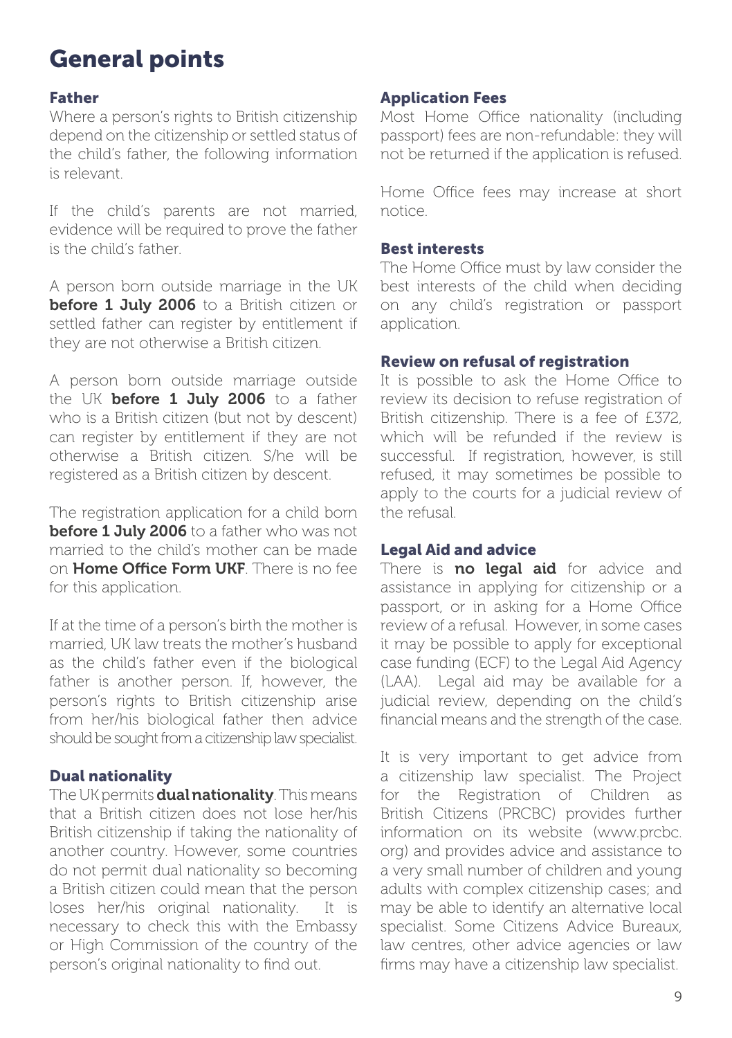# General points

### Father

Where a person's rights to British citizenship depend on the citizenship or settled status of the child's father, the following information is relevant.

If the child's parents are not married, evidence will be required to prove the father is the child's father.

A person born outside marriage in the UK **before 1 July 2006** to a British citizen or settled father can register by entitlement if they are not otherwise a British citizen.

A person born outside marriage outside the UK **before 1 July 2006** to a father who is a British citizen (but not by descent) can register by entitlement if they are not otherwise a British citizen. S/he will be registered as a British citizen by descent.

The registration application for a child born **before 1 July 2006** to a father who was not married to the child's mother can be made on **Home Office Form UKF**. There is no fee for this application.

If at the time of a person's birth the mother is married, UK law treats the mother's husband as the child's father even if the biological father is another person. If, however, the person's rights to British citizenship arise from her/his biological father then advice should be sought from a citizenship law specialist.

### Dual nationality

The UK permits **dual nationality**. This means that a British citizen does not lose her/his British citizenship if taking the nationality of another country. However, some countries do not permit dual nationality so becoming a British citizen could mean that the person loses her/his original nationality. It is necessary to check this with the Embassy or High Commission of the country of the person's original nationality to find out.

### Application Fees

Most Home Office nationality (including passport) fees are non-refundable: they will not be returned if the application is refused.

Home Office fees may increase at short notice.

### Best interests

The Home Office must by law consider the best interests of the child when deciding on any child's registration or passport application.

### Review on refusal of registration

It is possible to ask the Home Office to review its decision to refuse registration of British citizenship. There is a fee of £372, which will be refunded if the review is successful. If registration, however, is still refused, it may sometimes be possible to apply to the courts for a judicial review of the refusal.

### Legal Aid and advice

There is **no legal aid** for advice and assistance in applying for citizenship or a passport, or in asking for a Home Office review of a refusal. However, in some cases it may be possible to apply for exceptional case funding (ECF) to the Legal Aid Agency (LAA). Legal aid may be available for a judicial review, depending on the child's financial means and the strength of the case.

It is very important to get advice from a citizenship law specialist. The Project for the Registration of Children as British Citizens (PRCBC) provides further information on its website (www.prcbc.org) and provides advice and assistance to a very small number of children and young adults with complex citizenship cases; and may be able to identify an alternative local specialist. Some Citizens Advice Bureaux, law centres, other advice agencies or law firms may have a citizenship law specialist.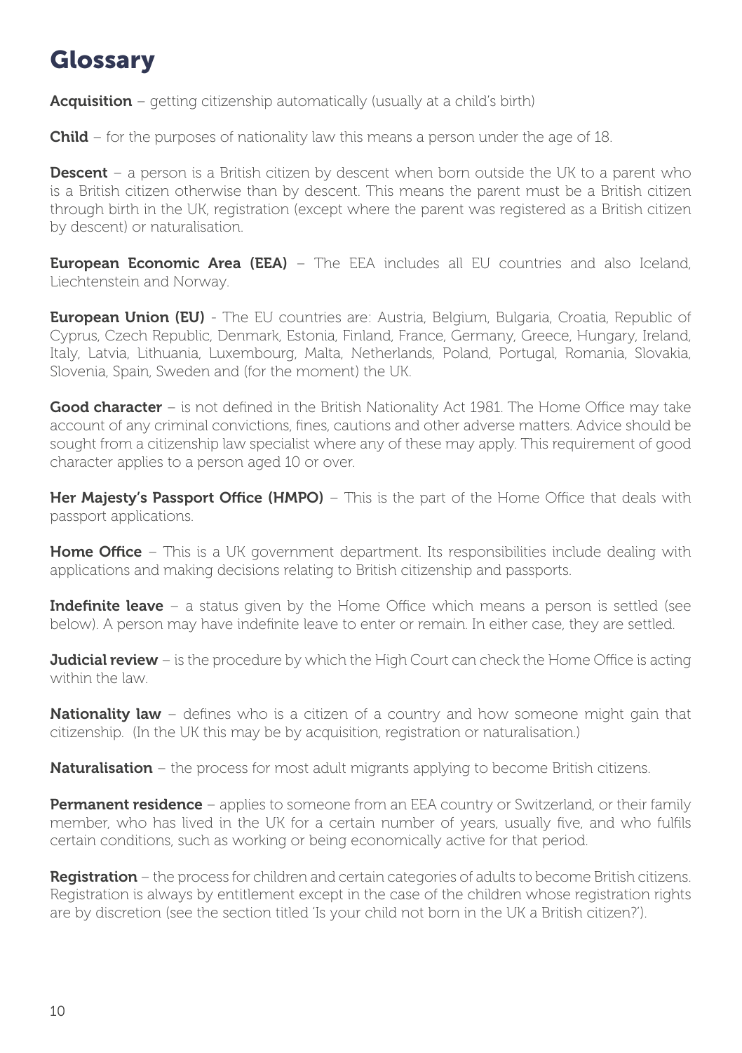# Glossary

**Acquisition** – getting citizenship automatically (usually at a child's birth)

**Child** – for the purposes of nationality law this means a person under the age of 18.

**Descent** – a person is a British citizen by descent when born outside the UK to a parent who is a British citizen otherwise than by descent. This means the parent must be a British citizen through birth in the UK, registration (except where the parent was registered as a British citizen by descent) or naturalisation.

**European Economic Area (EEA)** – The EEA includes all EU countries and also Iceland, Liechtenstein and Norway.

**European Union (EU)** - The EU countries are: Austria, Belgium, Bulgaria, Croatia, Republic of Cyprus, Czech Republic, Denmark, Estonia, Finland, France, Germany, Greece, Hungary, Ireland, Italy, Latvia, Lithuania, Luxembourg, Malta, Netherlands, Poland, Portugal, Romania, Slovakia, Slovenia, Spain, Sweden and (for the moment) the UK.

**Good character** – is not defined in the British Nationality Act 1981. The Home Office may take account of any criminal convictions, fines, cautions and other adverse matters. Advice should be sought from a citizenship law specialist where any of these may apply. This requirement of good character applies to a person aged 10 or over.

**Her Majesty's Passport Office (HMPO)** – This is the part of the Home Office that deals with passport applications.

**Home Office** – This is a UK government department. Its responsibilities include dealing with applications and making decisions relating to British citizenship and passports.

**Indefinite leave** – a status given by the Home Office which means a person is settled (see below). A person may have indefinite leave to enter or remain. In either case, they are settled.

**Judicial review** – is the procedure by which the High Court can check the Home Office is acting within the law.

**Nationality law** – defines who is a citizen of a country and how someone might gain that citizenship. (In the UK this may be by acquisition, registration or naturalisation.)

**Naturalisation** – the process for most adult migrants applying to become British citizens.

**Permanent residence** – applies to someone from an EEA country or Switzerland, or their family member, who has lived in the UK for a certain number of years, usually five, and who fulfils certain conditions, such as working or being economically active for that period.

**Registration** – the process for children and certain categories of adults to become British citizens. Registration is always by entitlement except in the case of the children whose registration rights are by discretion (see the section titled 'Is your child not born in the UK a British citizen?').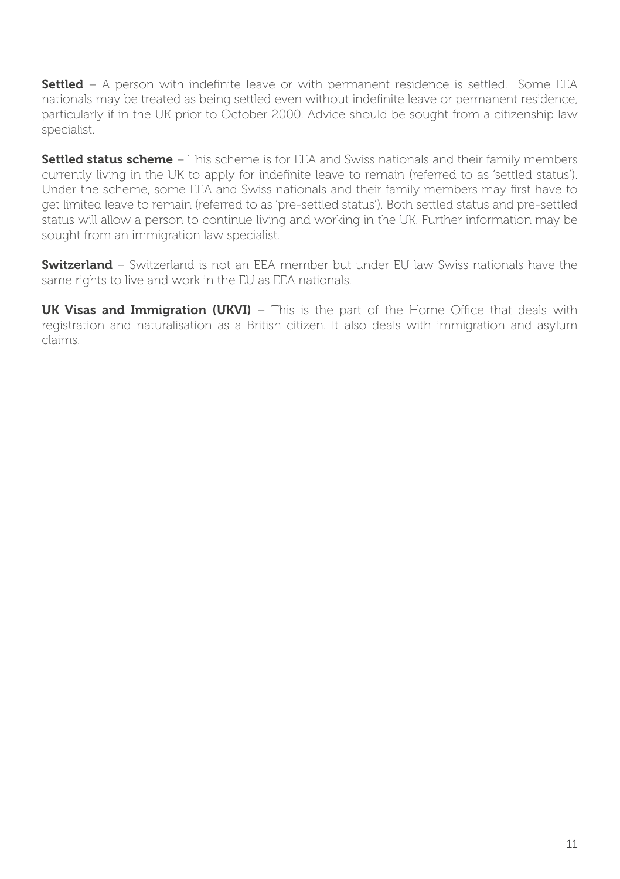**Settled** – A person with indefinite leave or with permanent residence is settled. Some EEA nationals may be treated as being settled even without indefinite leave or permanent residence, particularly if in the UK prior to October 2000. Advice should be sought from a citizenship law specialist.

**Settled status scheme** – This scheme is for EEA and Swiss nationals and their family members currently living in the UK to apply for indefinite leave to remain (referred to as 'settled status'). Under the scheme, some EEA and Swiss nationals and their family members may first have to get limited leave to remain (referred to as 'pre-settled status'). Both settled status and pre-settled status will allow a person to continue living and working in the UK. Further information may be sought from an immigration law specialist.

**Switzerland** – Switzerland is not an EEA member but under EU law Swiss nationals have the same rights to live and work in the EU as EEA nationals.

**UK Visas and Immigration (UKVI)** – This is the part of the Home Office that deals with registration and naturalisation as a British citizen. It also deals with immigration and asylum claims.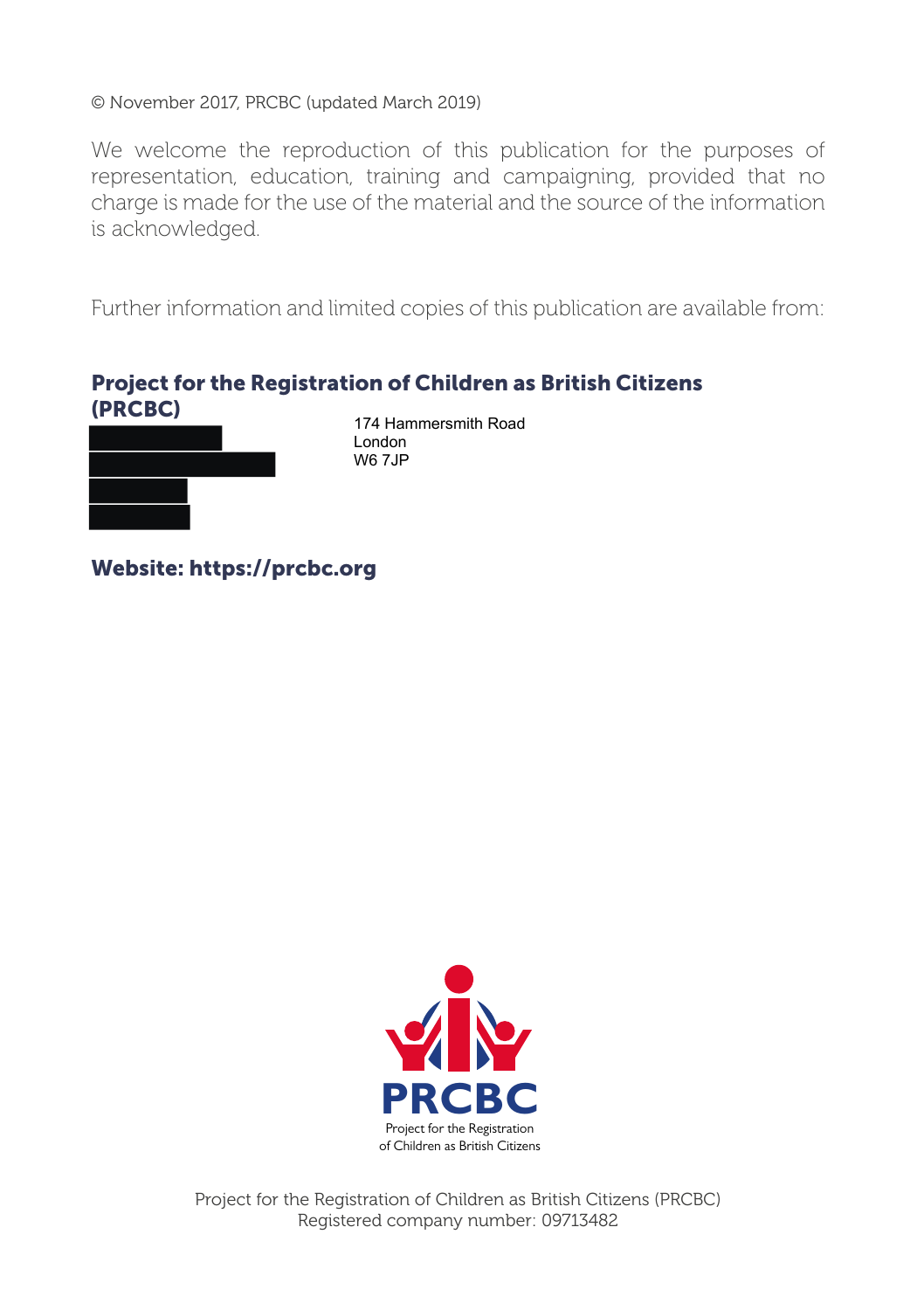© November 2017, PRCBC (updated March 2019)

We welcome the reproduction of this publication for the purposes of representation, education, training and campaigning, provided that no charge is made for the use of the material and the source of the information is acknowledged.

Further information and limited copies of this publication are available from:

**Project for the Registration of Children as British Citizens (PRCBC)**

174 Hammersmith Road
London
W6 7JP

**Website: https://prcbc.org**

PRCBC
Project for the Registration
of Children as British Citizens

Project for the Registration of Children as British Citizens (PRCBC)
Registered company number: 09713482